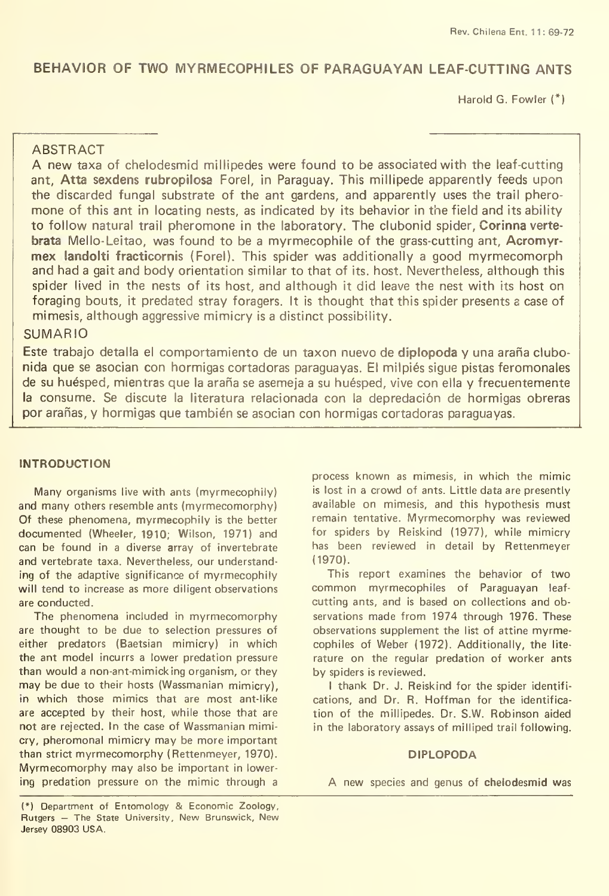# BEHAVIOR OF TWO MYRMECOPHILES OF PARAGUAYAN LEAF-CUTTING ANTS

Harold G. Fowler (*)

## ABSTRACT

A new taxa of chelodesmid millipedes were found to be associated with the leaf-cutting ant, **Atta sexdens rubropilosa** Forel, in Paraguay. This millipede apparently feeds upon the discarded fungal substrate of the ant gardens, and apparently uses the trail pheromone of this ant in locating nests, as indicated by its behavior in the field and its ability to follow natural trail pheromone in the laboratory. The clubonid spider, **Corinna vertebrata** Mello-Leitao, was found to be a myrmecophile of the grass-cutting ant, **Acromyrmex landolti fracticornis** (Forel). This spider was additionally a good myrmecomorph and had a gait and body orientation similar to that of its. host. Nevertheless, although this spider lived in the nests of its host, and although it did leave the nest with its host on foraging bouts, it predated stray foragers. It is thought that this spider presents a case of mimesis, although aggressive mimicry is a distinct possibility.

## SUMARIO

Este trabajo detalla el comportamiento de un taxon nuevo de **diplopoda** y una araña clubonida que se asocian con hormigas cortadoras paraguayas. El milpiés sigue pistas feromonales de su huésped, mientras que la araña se asemeja a su huésped, vive con ella y frecuentemente la consume. Se discute la literatura relacionada con la depredación de hormigas obreras por arañas, y hormigas que también se asocian con hormigas cortadoras paraguayas.

## INTRODUCTION

Many organisms live with ants (myrmecophily) and many others resemble ants (myrmecomorphy) Of these phenomena, myrmecophily is the better documented (Wheeler, 1910; Wilson, 1971) and can be found in a diverse array of invertebrate and vertebrate taxa. Nevertheless, our understanding of the adaptive significance of myrmecophily will tend to increase as more diligent observations are conducted.

The phenomena included in myrmecomorphy are thought to be due to selection pressures of either predators (Baetsian mimicry) in which the ant model incurrs a lower predation pressure than would a non-ant-mimicking organism, or they may be due to their hosts (Wassmanian mimicry), in which those mimics that are most ant-like are accepted by their host, while those that are not are rejected. In the case of Wassmanian mimicry, pheromonal mimicry may be more important than strict myrmecomorphy (Rettenmeyer, 1970). Myrmecomorphy may also be important in lowering predation pressure on the mimic through a process known as mimesis, in which the mimic is lost in a crowd of ants. Little data are presently available on mimesis, and this hypothesis must remain tentative. Myrmecomorphy was reviewed for spiders by Reiskind (1977), while mimicry has been reviewed in detail by Rettenmeyer (1970).

This report examines the behavior of two common myrmecophiles of Paraguayan leaf-cutting ants, and is based on collections and observations made from 1974 through 1976. These observations supplement the list of attine myrmecophiles of Weber (1972). Additionally, the literature on the regular predation of worker ants by spiders is reviewed.

I thank Dr. J. Reiskind for the spider identifications, and Dr. R. Hoffman for the identification of the millipedes. Dr. S.W. Robinson aided in the laboratory assays of milliped trail following.

## DIPLOPODA

A new species and genus of chelodesmid was

(*) Department of Entomology & Economic Zoology, Rutgers — The State University, New Brunswick, New Jersey 08903 USA.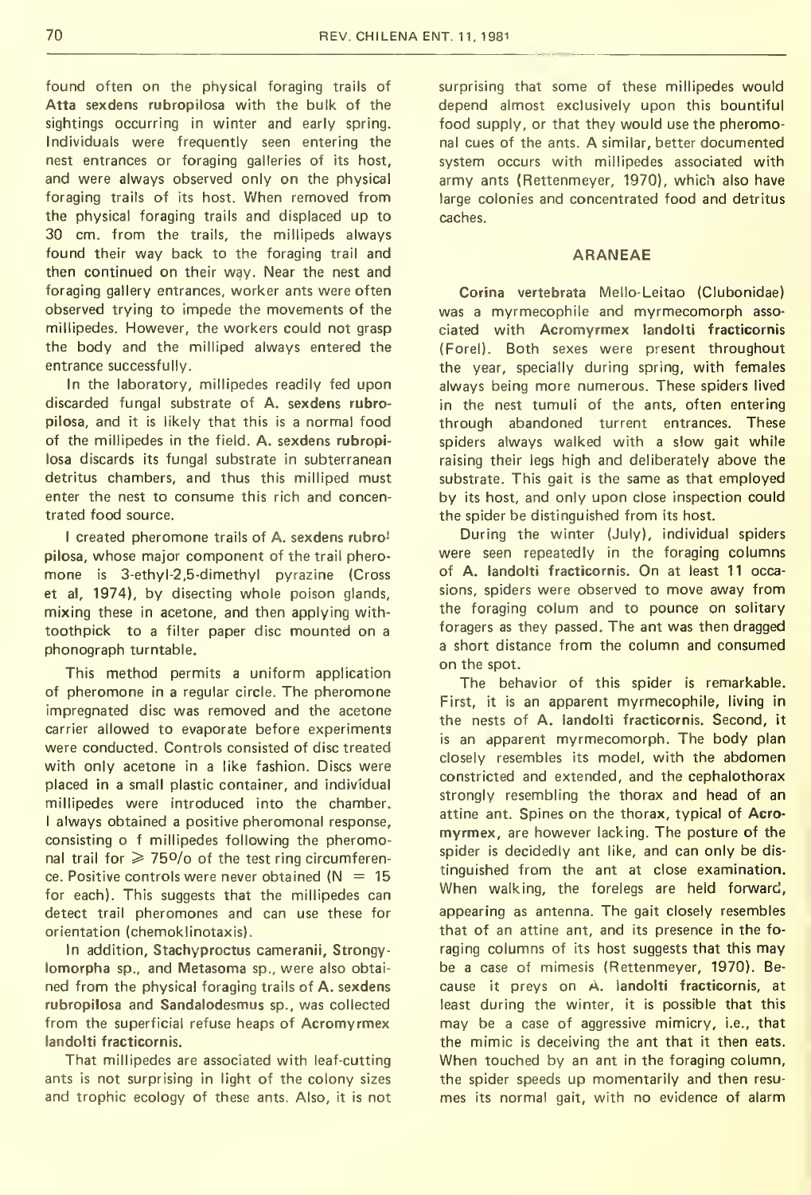found often on the physical foraging trails of **Atta sexdens rubropilosa** with the bulk of the sightings occurring in winter and early spring. Individuals were frequently seen entering the nest entrances or foraging galleries of its host, and were always observed only on the physical foraging trails of its host. When removed from the physical foraging trails and displaced up to 30 cm. from the trails, the millipeds always found their way back to the foraging trail and then continued on their way. Near the nest and foraging gallery entrances, worker ants were often observed trying to impede the movements of the millipedes. However, the workers could not grasp the body and the milliped always entered the entrance successfully.

In the laboratory, millipedes readily fed upon discarded fungal substrate of **A. sexdens rubropilosa**, and it is likely that this is a normal food of the millipedes in the field. **A. sexdens rubropilosa** discards its fungal substrate in subterranean detritus chambers, and thus this milliped must enter the nest to consume this rich and concentrated food source.

I created pheromone trails of **A. sexdens rubropilosa**, whose major component of the trail pheromone is 3-ethyl-2,5-dimethyl pyrazine (Cross et al, 1974), by disecting whole poison glands, mixing these in acetone, and then applying with toothpick to a filter paper disc mounted on a phonograph turntable.

This method permits a uniform application of pheromone in a regular circle. The pheromone impregnated disc was removed and the acetone carrier allowed to evaporate before experiments were conducted. Controls consisted of disc treated with only acetone in a like fashion. Discs were placed in a small plastic container, and individual millipedes were introduced into the chamber. I always obtained a positive pheromonal response, consisting o f millipedes following the pheromonal trail for $\geq 75\%$ of the test ring circumference. Positive controls were never obtained ($N = 15$ for each). This suggests that the millipedes can detect trail pheromones and can use these for orientation (chemoklinotaxis).

In addition, **Stachyproctus cameranii, Strongylomorpha** sp., and **Metasoma** sp., were also obtained from the physical foraging trails of **A. sexdens rubropilosa** and **Sandalodesmus** sp., was collected from the superficial refuse heaps of **Acromyrmex landolti fracticornis**.

That millipedes are associated with leaf-cutting ants is not surprising in light of the colony sizes and trophic ecology of these ants. Also, it is not surprising that some of these millipedes would depend almost exclusively upon this bountiful food supply, or that they would use the pheromonal cues of the ants. A similar, better documented system occurs with millipedes associated with army ants (Rettenmeyer, 1970), which also have large colonies and concentrated food and detritus caches.

## ARANEAE

**Corina vertebrata** Mello-Leitao (Clubonidae) was a myrmecophile and myrmecomorph associated with **Acromyrmex landolti fracticornis** (Forel). Both sexes were present throughout the year, specially during spring, with females always being more numerous. These spiders lived in the nest tumuli of the ants, often entering through abandoned turrent entrances. These spiders always walked with a slow gait while raising their legs high and deliberately above the substrate. This gait is the same as that employed by its host, and only upon close inspection could the spider be distinguished from its host.

During the winter (July), individual spiders were seen repeatedly in the foraging columns of **A. landolti fracticornis**. On at least 11 occasions, spiders were observed to move away from the foraging colum and to pounce on solitary foragers as they passed. The ant was then dragged a short distance from the column and consumed on the spot.

The behavior of this spider is remarkable. First, it is an apparent myrmecophile, living in the nests of **A. landolti fracticornis**. Second, it is an apparent myrmecomorph. The body plan closely resembles its model, with the abdomen constricted and extended, and the cephalothorax strongly resembling the thorax and head of an attine ant. Spines on the thorax, typical of **Acromyrmex**, are however lacking. The posture of the spider is decidedly ant like, and can only be distinguished from the ant at close examination. When walking, the forelegs are held forward, appearing as antenna. The gait closely resembles that of an attine ant, and its presence in the foraging columns of its host suggests that this may be a case of mimesis (Rettenmeyer, 1970). Because it preys on **A. landolti fracticornis**, at least during the winter, it is possible that this may be a case of aggressive mimicry, i.e., that the mimic is deceiving the ant that it then eats. When touched by an ant in the foraging column, the spider speeds up momentarily and then resumes its normal gait, with no evidence of alarm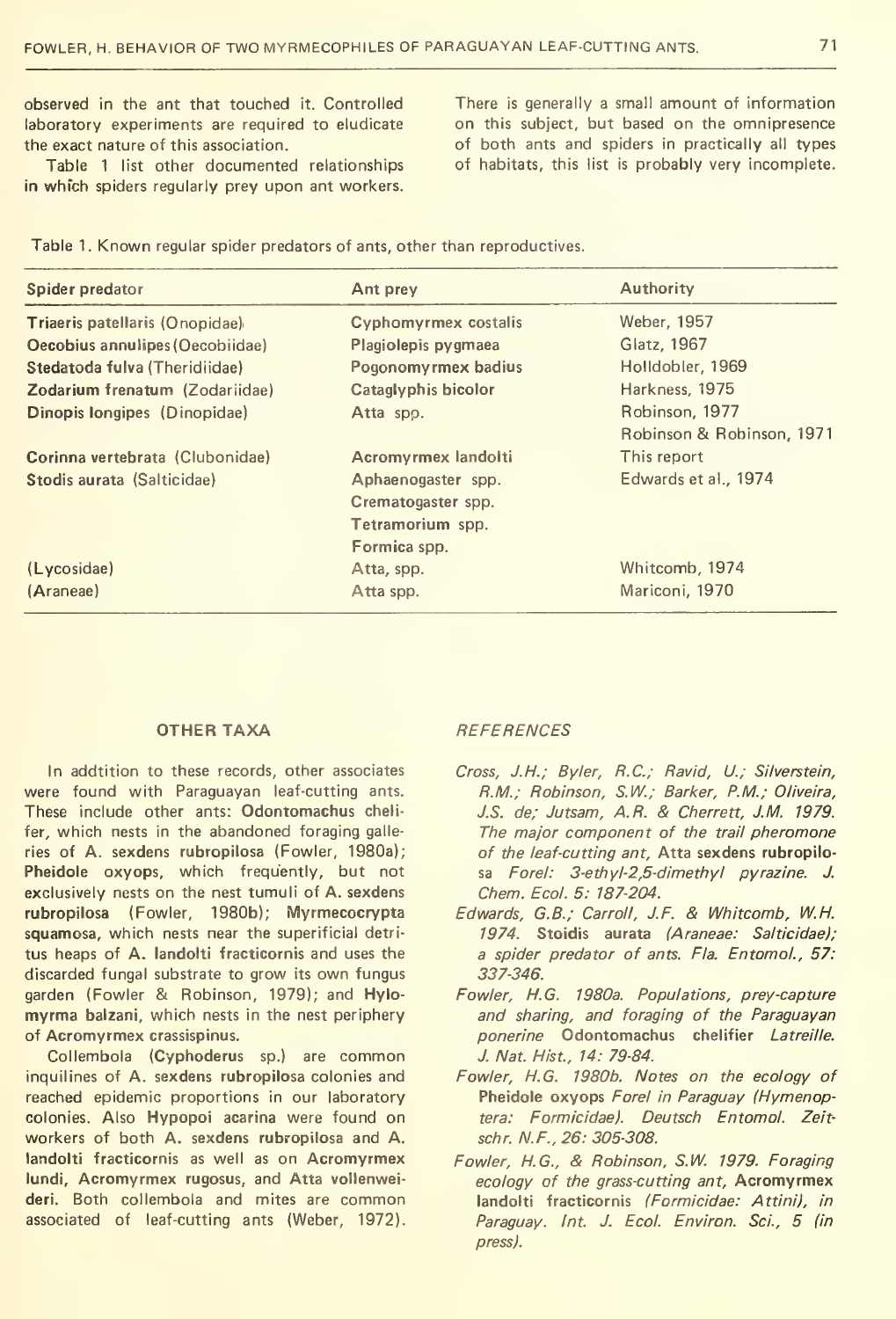observed in the ant that touched it. Controlled laboratory experiments are required to eludicate the exact nature of this association.

Table 1 list other documented relationships in which spiders regularly prey upon ant workers. There is generally a small amount of information on this subject, but based on the omnipresence of both ants and spiders in practically all types of habitats, this list is probably very incomplete.

Table 1. Known regular spider predators of ants, other than reproductives.

| Spider predator | Ant prey | Authority |
|---|---|---|
| **Triaeris patellaris** (Onopidae) | **Cyphomyrmex costalis** | Weber, 1957 |
| **Oecobius annulipes** (Oecobiidae) | **Plagiolepis pygmaea** | Glatz, 1967 |
| **Stedatoda fulva** (Theridiidae) | **Pogonomyrmex badius** | Holldobler, 1969 |
| **Zodarium frenatum** (Zodariidae) | **Cataglyphis bicolor** | Harkness, 1975 |
| **Dinopis longipes** (Dinopidae) | **Atta** spp. | Robinson, 1977<br>Robinson & Robinson, 1971 |
| **Corinna vertebrata** (Clubonidae) | **Acromyrmex landolti** | This report |
| **Stodis aurata** (Salticidae) | **Aphaenogaster** spp.<br>**Crematogaster** spp.<br>**Tetramorium** spp.<br>**Formica** spp. | Edwards et al., 1974 |
| (Lycosidae) | **Atta**, spp. | Whitcomb, 1974 |
| (Araneae) | **Atta** spp. | Mariconi, 1970 |

## OTHER TAXA

In addtition to these records, other associates were found with Paraguayan leaf-cutting ants. These include other ants: **Odontomachus chelifer**, which nests in the abandoned foraging galleries of **A. sexdens rubropilosa** (Fowler, 1980a); **Pheidole oxyops**, which frequently, but not exclusively nests on the nest tumuli of **A. sexdens rubropilosa** (Fowler, 1980b); **Myrmecocrypta squamosa**, which nests near the superificial detritus heaps of **A. landolti fracticornis** and uses the discarded fungal substrate to grow its own fungus garden (Fowler & Robinson, 1979); and **Hylomyrma balzani**, which nests in the nest periphery of **Acromyrmex crassispinus**.

Collembola (**Cyphoderus** sp.) are common inquilines of **A. sexdens rubropilosa** colonies and reached epidemic proportions in our laboratory colonies. Also **Hypopoi acarina** were found on workers of both **A. sexdens rubropilosa** and **A. landolti fracticornis** as well as on **Acromyrmex lundi**, **Acromyrmex rugosus**, and **Atta vollenweideri**. Both collembola and mites are common associated of leaf-cutting ants (Weber, 1972).

## *REFERENCES*

*Cross, J.H.; Byler, R.C.; Ravid, U.; Silverstein, R.M.; Robinson, S.W.; Barker, P.M.; Oliveira, J.S. de; Jutsam, A.R. & Cherrett, J.M. 1979. The major component of the trail pheromone of the leaf-cutting ant,* **Atta sexdens rubropilosa** *Forel: 3-ethyl-2,5-dimethyl pyrazine. J. Chem. Ecol. 5: 187-204.*

*Edwards, G.B.; Carroll, J.F. & Whitcomb, W.H. 1974.* **Stoidis aurata** *(Araneae: Salticidae); a spider predator of ants. Fla. Entomol., 57: 337-346.*

*Fowler, H.G. 1980a. Populations, prey-capture and sharing, and foraging of the Paraguayan ponerine* **Odontomachus chelifier** *Latreille. J. Nat. Hist., 14: 79-84.*

*Fowler, H.G. 1980b. Notes on the ecology of* **Pheidole oxyops** *Forel in Paraguay (Hymenoptera: Formicidae). Deutsch Entomol. Zeitschr. N.F., 26: 305-308.*

*Fowler, H.G., & Robinson, S.W. 1979. Foraging ecology of the grass-cutting ant,* **Acromyrmex landolti fracticornis** *(Formicidae: Attini), in Paraguay. Int. J. Ecol. Environ. Sci., 5 (in press).*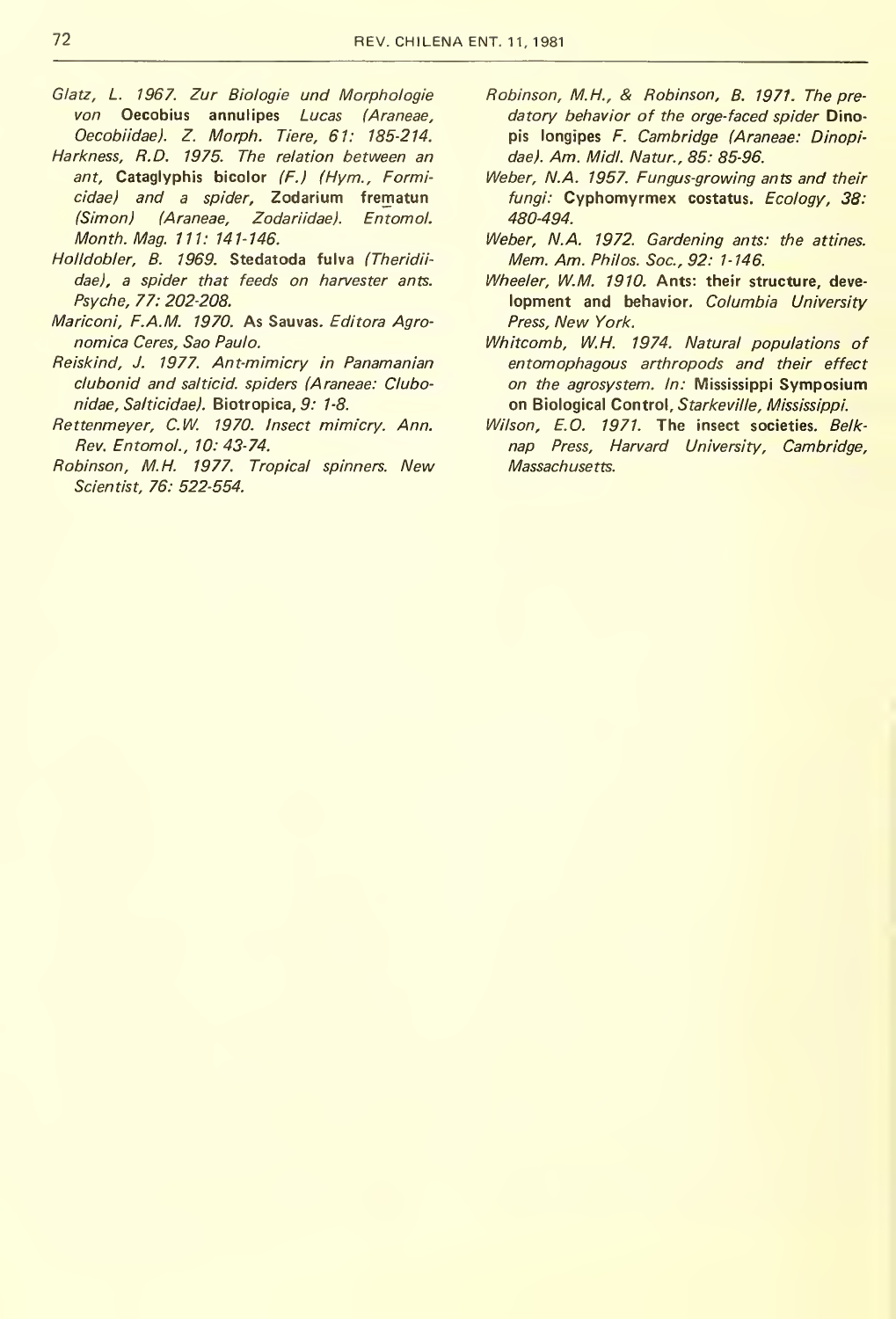Glatz, L. 1967. *Zur Biologie und Morphologie von* **Oecobius annulipes** *Lucas (Araneae, Oecobiidae). Z. Morph. Tiere, 61: 185-214.*

Harkness, R.D. 1975. *The relation between an ant,* **Cataglyphis bicolor** *(F.) (Hym., Formicidae) and a spider,* **Zodarium frenatun** *(Simon) (Araneae, Zodariidae). Entomol. Month. Mag. 111: 141-146.*

Holldobler, B. 1969. **Stedatoda fulva** *(Theridiidae), a spider that feeds on harvester ants. Psyche, 77: 202-208.*

Mariconi, F.A.M. 1970. **As Sauvas.** *Editora Agronomica Ceres, Sao Paulo.*

Reiskind, J. 1977. *Ant-mimicry in Panamanian clubonid and salticid. spiders (Araneae: Clubonidae, Salticidae).* **Biotropica,** *9: 1-8.*

Rettenmeyer, C.W. 1970. *Insect mimicry. Ann. Rev. Entomol., 10: 43-74.*

Robinson, M.H. 1977. *Tropical spinners. New Scientist, 76: 522-554.*

Robinson, M.H., & Robinson, B. 1971. *The predatory behavior of the orge-faced spider* **Dinopis longipes** *F. Cambridge (Araneae: Dinopidae). Am. Midl. Natur., 85: 85-96.*

Weber, N.A. 1957. *Fungus-growing ants and their fungi:* **Cyphomyrmex costatus.** *Ecology, 38: 480-494.*

Weber, N.A. 1972. *Gardening ants: the attines. Mem. Am. Philos. Soc., 92: 1-146.*

Wheeler, W.M. 1910. **Ants: their structure, development and behavior.** *Columbia University Press, New York.*

Whitcomb, W.H. 1974. *Natural populations of entomophagous arthropods and their effect on the agrosystem. In:* **Mississippi Symposium on Biological Control,** *Starkeville, Mississippi.*

Wilson, E.O. 1971. **The insect societies.** *Belknap Press, Harvard University, Cambridge, Massachusetts.*